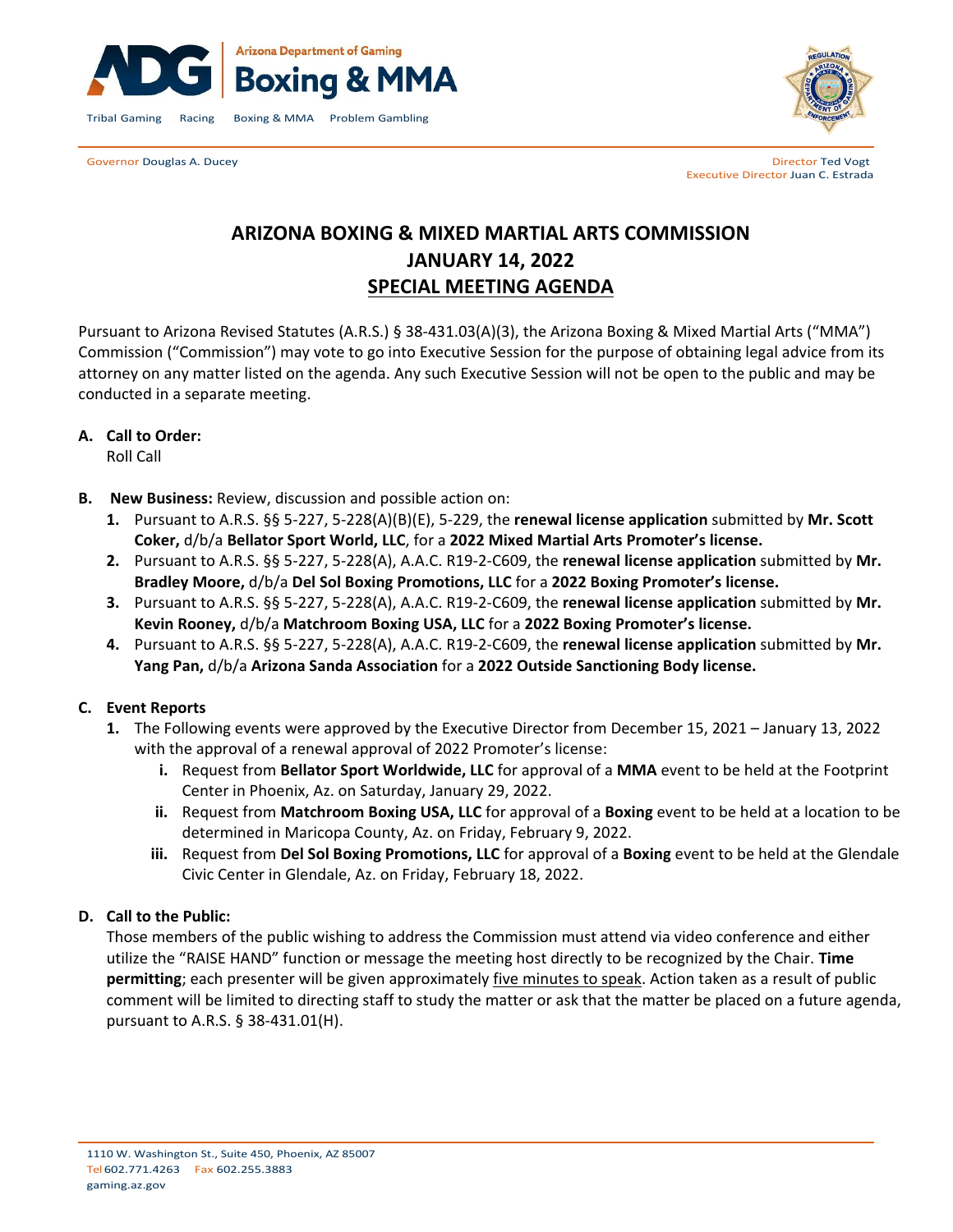Arizona Department of Gaming
# Boxing & MMA

Tribal Gaming Racing Boxing & MMA Problem Gambling

Governor Douglas A. Ducey

Director Ted Vogt
Executive Director Juan C. Estrada

# ARIZONA BOXING & MIXED MARTIAL ARTS COMMISSION
## JANUARY 14, 2022
## SPECIAL MEETING AGENDA

Pursuant to Arizona Revised Statutes (A.R.S.) § 38-431.03(A)(3), the Arizona Boxing & Mixed Martial Arts ("MMA") Commission ("Commission") may vote to go into Executive Session for the purpose of obtaining legal advice from its attorney on any matter listed on the agenda. Any such Executive Session will not be open to the public and may be conducted in a separate meeting.

**A. Call to Order:**
Roll Call

**B. New Business:** Review, discussion and possible action on:

1. Pursuant to A.R.S. §§ 5-227, 5-228(A)(B)(E), 5-229, the **renewal license application** submitted by **Mr. Scott Coker,** d/b/a **Bellator Sport World, LLC**, for a **2022 Mixed Martial Arts Promoter's license.**
2. Pursuant to A.R.S. §§ 5-227, 5-228(A), A.A.C. R19-2-C609, the **renewal license application** submitted by **Mr. Bradley Moore,** d/b/a **Del Sol Boxing Promotions, LLC** for a **2022 Boxing Promoter's license.**
3. Pursuant to A.R.S. §§ 5-227, 5-228(A), A.A.C. R19-2-C609, the **renewal license application** submitted by **Mr. Kevin Rooney,** d/b/a **Matchroom Boxing USA, LLC** for a **2022 Boxing Promoter's license.**
4. Pursuant to A.R.S. §§ 5-227, 5-228(A), A.A.C. R19-2-C609, the **renewal license application** submitted by **Mr. Yang Pan,** d/b/a **Arizona Sanda Association** for a **2022 Outside Sanctioning Body license.**

**C. Event Reports**

1. The Following events were approved by the Executive Director from December 15, 2021 – January 13, 2022 with the approval of a renewal approval of 2022 Promoter's license:
   - i. Request from **Bellator Sport Worldwide, LLC** for approval of a **MMA** event to be held at the Footprint Center in Phoenix, Az. on Saturday, January 29, 2022.
   - ii. Request from **Matchroom Boxing USA, LLC** for approval of a **Boxing** event to be held at a location to be determined in Maricopa County, Az. on Friday, February 9, 2022.
   - iii. Request from **Del Sol Boxing Promotions, LLC** for approval of a **Boxing** event to be held at the Glendale Civic Center in Glendale, Az. on Friday, February 18, 2022.

**D. Call to the Public:**
Those members of the public wishing to address the Commission must attend via video conference and either utilize the "RAISE HAND" function or message the meeting host directly to be recognized by the Chair. **Time permitting**; each presenter will be given approximately five minutes to speak. Action taken as a result of public comment will be limited to directing staff to study the matter or ask that the matter be placed on a future agenda, pursuant to A.R.S. § 38-431.01(H).

1110 W. Washington St., Suite 450, Phoenix, AZ 85007
Tel 602.771.4263 Fax 602.255.3883
gaming.az.gov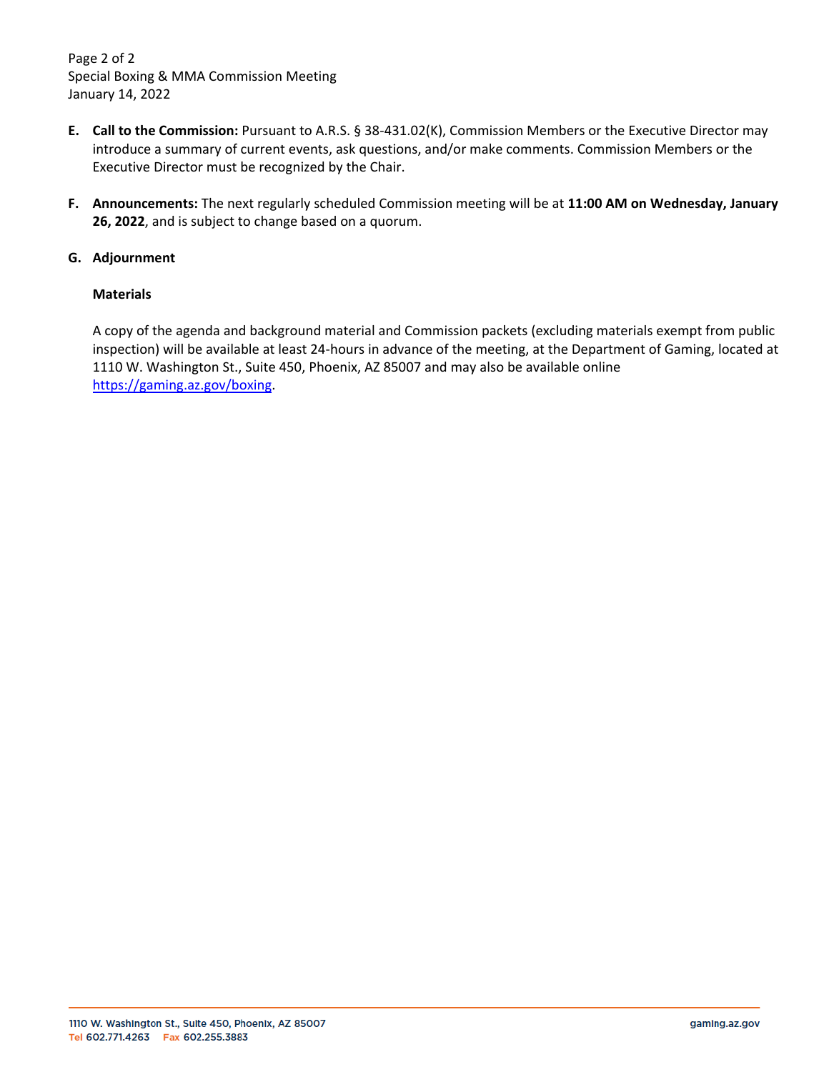- **E. Call to the Commission:** Pursuant to A.R.S. § 38-431.02(K), Commission Members or the Executive Director may introduce a summary of current events, ask questions, and/or make comments. Commission Members or the Executive Director must be recognized by the Chair.

- **F. Announcements:** The next regularly scheduled Commission meeting will be at **11:00 AM on Wednesday, January 26, 2022**, and is subject to change based on a quorum.

- **G. Adjournment**

**Materials**

A copy of the agenda and background material and Commission packets (excluding materials exempt from public inspection) will be available at least 24-hours in advance of the meeting, at the Department of Gaming, located at 1110 W. Washington St., Suite 450, Phoenix, AZ 85007 and may also be available online [https://gaming.az.gov/boxing](https://gaming.az.gov/boxing).